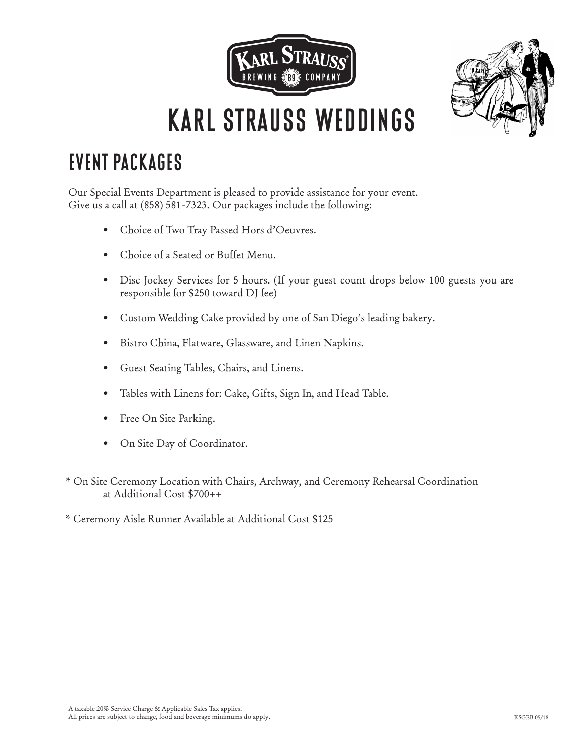# KARL STRAUSS WEDDINGS

## EVENT PACKAGES

Our Special Events Department is pleased to provide assistance for your event. Give us a call at (858) 581-7323. Our packages include the following:

- Choice of Two Tray Passed Hors d'Oeuvres.
- Choice of a Seated or Buffet Menu.
- Disc Jockey Services for 5 hours. (If your guest count drops below 100 guests you are responsible for $250 toward DJ fee)
- Custom Wedding Cake provided by one of San Diego's leading bakery.
- Bistro China, Flatware, Glassware, and Linen Napkins.
- Guest Seating Tables, Chairs, and Linens.
- Tables with Linens for: Cake, Gifts, Sign In, and Head Table.
- Free On Site Parking.
- On Site Day of Coordinator.

* On Site Ceremony Location with Chairs, Archway, and Ceremony Rehearsal Coordination at Additional Cost $700++

* Ceremony Aisle Runner Available at Additional Cost $125

A taxable 20% Service Charge & Applicable Sales Tax applies.
All prices are subject to change, food and beverage minimums do apply.

KSGEB 05/18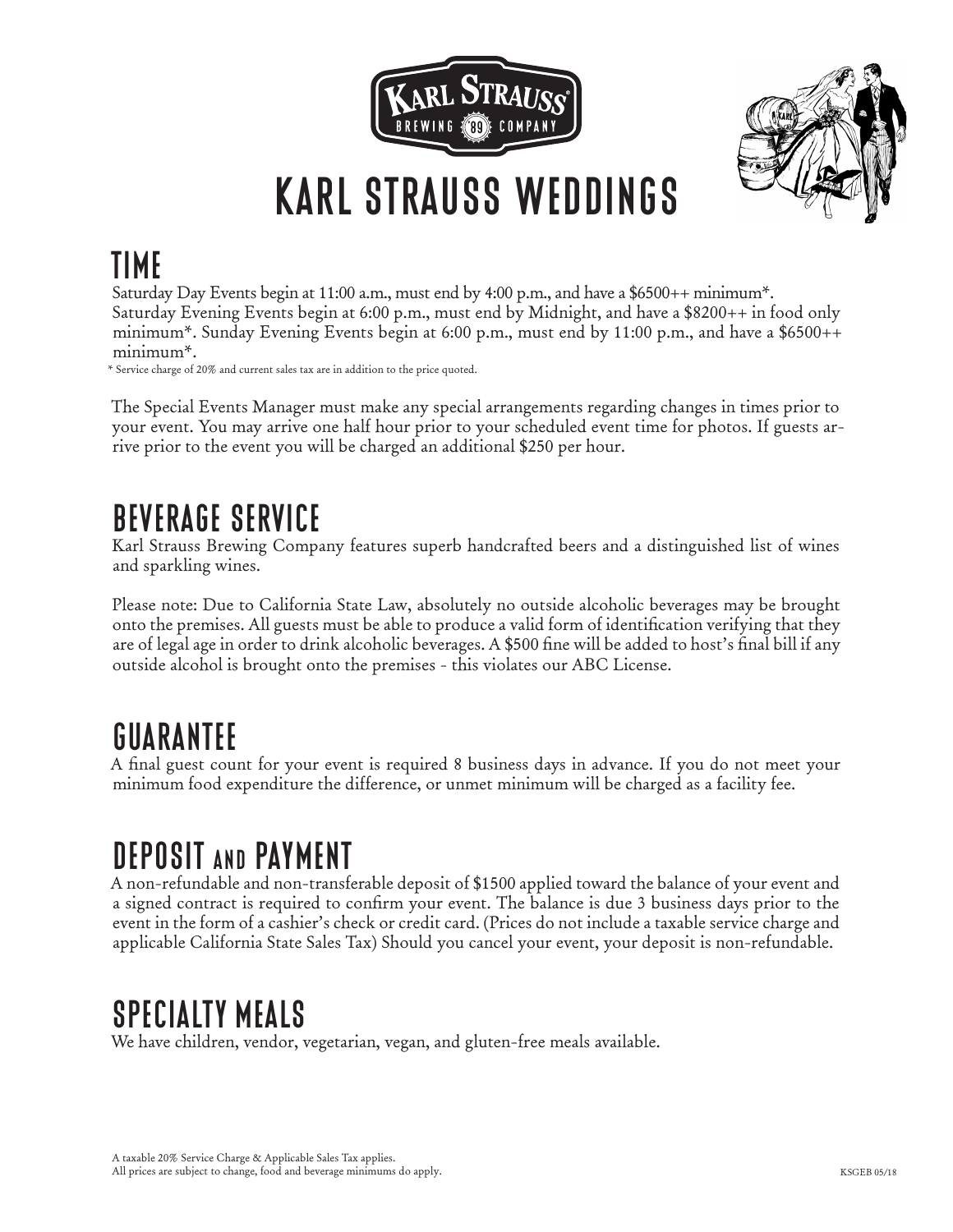# KARL STRAUSS WEDDINGS

## TIME

Saturday Day Events begin at 11:00 a.m., must end by 4:00 p.m., and have a $6500++ minimum*. Saturday Evening Events begin at 6:00 p.m., must end by Midnight, and have a $8200++ in food only minimum*. Sunday Evening Events begin at 6:00 p.m., must end by 11:00 p.m., and have a $6500++ minimum*.

* Service charge of 20% and current sales tax are in addition to the price quoted.

The Special Events Manager must make any special arrangements regarding changes in times prior to your event. You may arrive one half hour prior to your scheduled event time for photos. If guests arrive prior to the event you will be charged an additional $250 per hour.

## BEVERAGE SERVICE

Karl Strauss Brewing Company features superb handcrafted beers and a distinguished list of wines and sparkling wines.

Please note: Due to California State Law, absolutely no outside alcoholic beverages may be brought onto the premises. All guests must be able to produce a valid form of identification verifying that they are of legal age in order to drink alcoholic beverages. A $500 fine will be added to host's final bill if any outside alcohol is brought onto the premises - this violates our ABC License.

## GUARANTEE

A final guest count for your event is required 8 business days in advance. If you do not meet your minimum food expenditure the difference, or unmet minimum will be charged as a facility fee.

## DEPOSIT AND PAYMENT

A non-refundable and non-transferable deposit of $1500 applied toward the balance of your event and a signed contract is required to confirm your event. The balance is due 3 business days prior to the event in the form of a cashier's check or credit card. (Prices do not include a taxable service charge and applicable California State Sales Tax) Should you cancel your event, your deposit is non-refundable.

## SPECIALTY MEALS

We have children, vendor, vegetarian, vegan, and gluten-free meals available.

A taxable 20% Service Charge & Applicable Sales Tax applies.
All prices are subject to change, food and beverage minimums do apply.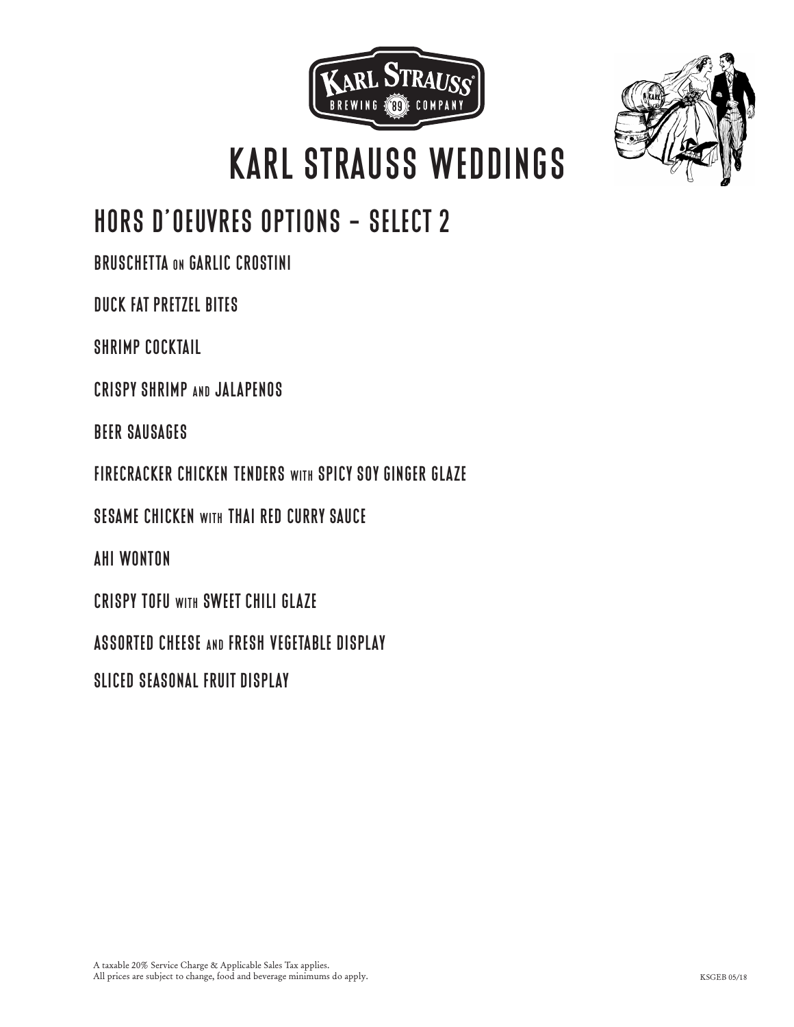# KARL STRAUSS WEDDINGS

## HORS D'OEUVRES OPTIONS – SELECT 2

BRUSCHETTA ON GARLIC CROSTINI

DUCK FAT PRETZEL BITES

SHRIMP COCKTAIL

CRISPY SHRIMP AND JALAPENOS

BEER SAUSAGES

FIRECRACKER CHICKEN TENDERS WITH SPICY SOY GINGER GLAZE

SESAME CHICKEN WITH THAI RED CURRY SAUCE

AHI WONTON

CRISPY TOFU WITH SWEET CHILI GLAZE

ASSORTED CHEESE AND FRESH VEGETABLE DISPLAY

SLICED SEASONAL FRUIT DISPLAY

A taxable 20% Service Charge & Applicable Sales Tax applies.
All prices are subject to change, food and beverage minimums do apply.

KSGEB 05/18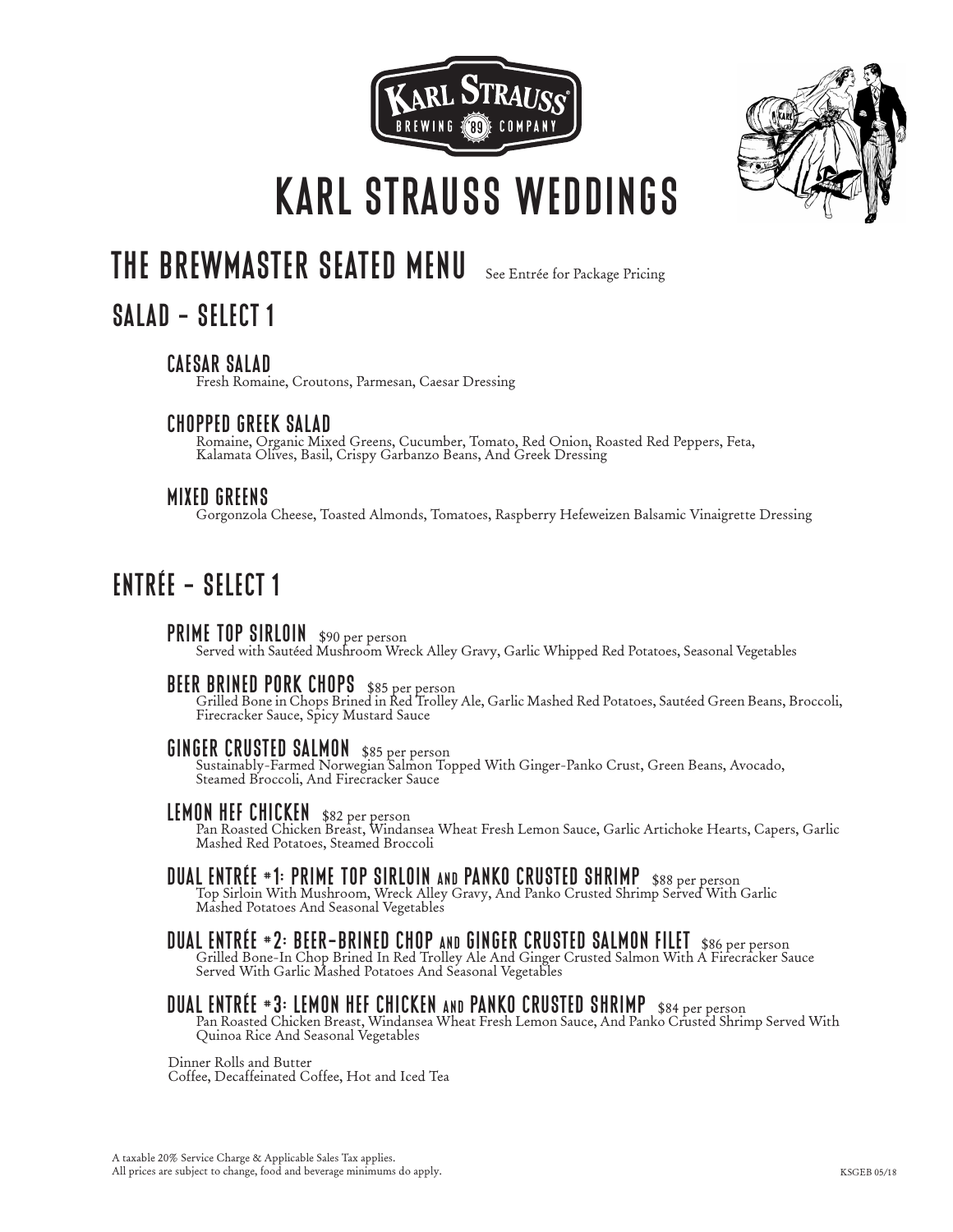# KARL STRAUSS WEDDINGS

## THE BREWMASTER SEATED MENU

See Entrée for Package Pricing

## SALAD – SELECT 1

### CAESAR SALAD

Fresh Romaine, Croutons, Parmesan, Caesar Dressing

### CHOPPED GREEK SALAD

Romaine, Organic Mixed Greens, Cucumber, Tomato, Red Onion, Roasted Red Peppers, Feta, Kalamata Olives, Basil, Crispy Garbanzo Beans, And Greek Dressing

### MIXED GREENS

Gorgonzola Cheese, Toasted Almonds, Tomatoes, Raspberry Hefeweizen Balsamic Vinaigrette Dressing

## ENTRÉE – SELECT 1

### PRIME TOP SIRLOIN $90 per person

Served with Sautéed Mushroom Wreck Alley Gravy, Garlic Whipped Red Potatoes, Seasonal Vegetables

### BEER BRINED PORK CHOPS $85 per person

Grilled Bone in Chops Brined in Red Trolley Ale, Garlic Mashed Red Potatoes, Sautéed Green Beans, Broccoli, Firecracker Sauce, Spicy Mustard Sauce

### GINGER CRUSTED SALMON $85 per person

Sustainably-Farmed Norwegian Salmon Topped With Ginger-Panko Crust, Green Beans, Avocado, Steamed Broccoli, And Firecracker Sauce

### LEMON HEF CHICKEN $82 per person

Pan Roasted Chicken Breast, Windansea Wheat Fresh Lemon Sauce, Garlic Artichoke Hearts, Capers, Garlic Mashed Red Potatoes, Steamed Broccoli

### DUAL ENTRÉE #1: PRIME TOP SIRLOIN AND PANKO CRUSTED SHRIMP $88 per person

Top Sirloin With Mushroom, Wreck Alley Gravy, And Panko Crusted Shrimp Served With Garlic Mashed Potatoes And Seasonal Vegetables

### DUAL ENTRÉE #2: BEER-BRINED CHOP AND GINGER CRUSTED SALMON FILET $86 per person

Grilled Bone-In Chop Brined In Red Trolley Ale And Ginger Crusted Salmon With A Firecracker Sauce Served With Garlic Mashed Potatoes And Seasonal Vegetables

### DUAL ENTRÉE #3: LEMON HEF CHICKEN AND PANKO CRUSTED SHRIMP $84 per person

Pan Roasted Chicken Breast, Windansea Wheat Fresh Lemon Sauce, And Panko Crusted Shrimp Served With Quinoa Rice And Seasonal Vegetables

Dinner Rolls and Butter
Coffee, Decaffeinated Coffee, Hot and Iced Tea

A taxable 20% Service Charge & Applicable Sales Tax applies.
All prices are subject to change, food and beverage minimums do apply.

KSGEB 05/18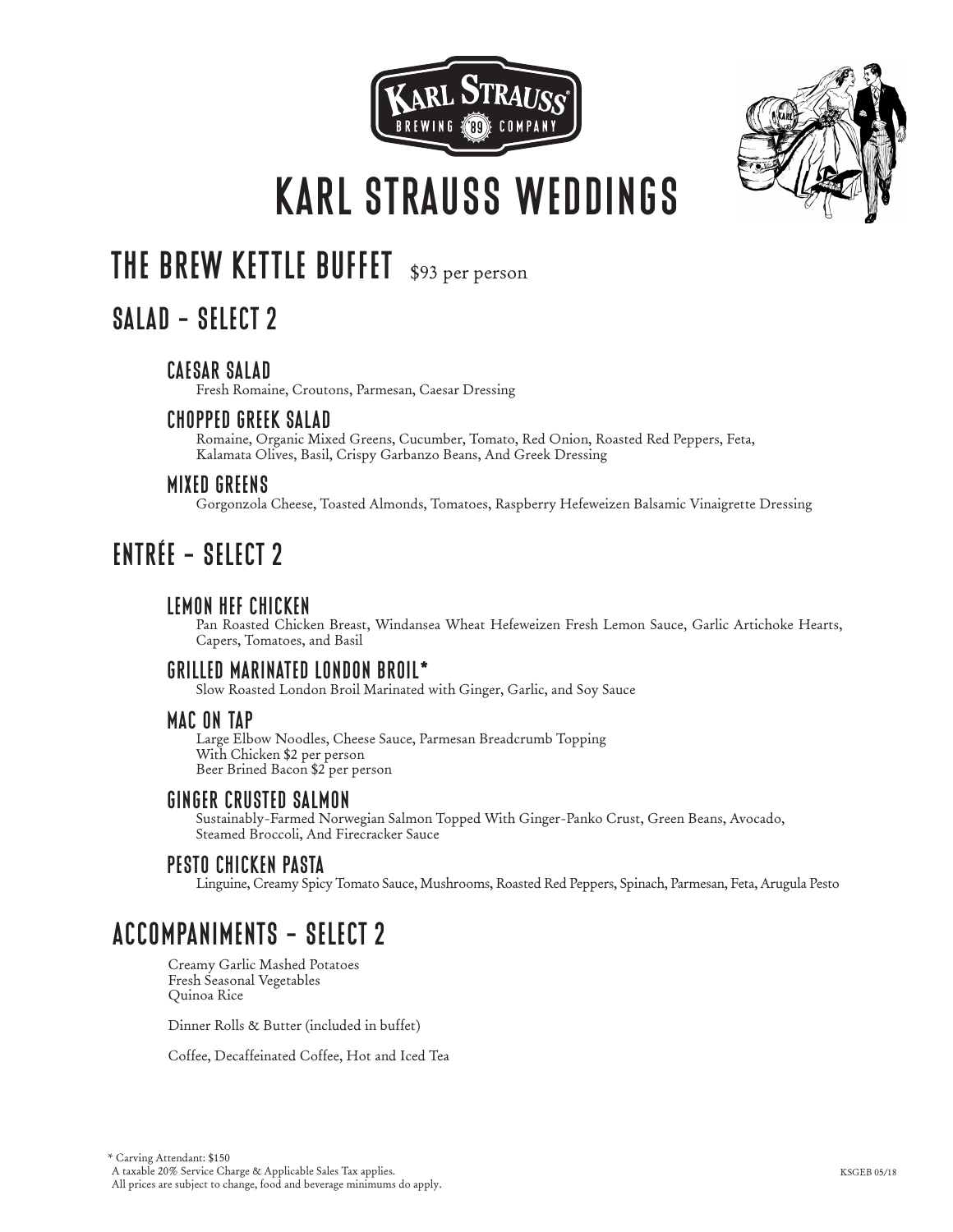# KARL STRAUSS WEDDINGS

## THE BREW KETTLE BUFFET $93 per person

## SALAD - SELECT 2

### CAESAR SALAD
Fresh Romaine, Croutons, Parmesan, Caesar Dressing

### CHOPPED GREEK SALAD
Romaine, Organic Mixed Greens, Cucumber, Tomato, Red Onion, Roasted Red Peppers, Feta, Kalamata Olives, Basil, Crispy Garbanzo Beans, And Greek Dressing

### MIXED GREENS
Gorgonzola Cheese, Toasted Almonds, Tomatoes, Raspberry Hefeweizen Balsamic Vinaigrette Dressing

## ENTRÉE - SELECT 2

### LEMON HEF CHICKEN
Pan Roasted Chicken Breast, Windansea Wheat Hefeweizen Fresh Lemon Sauce, Garlic Artichoke Hearts, Capers, Tomatoes, and Basil

### GRILLED MARINATED LONDON BROIL*
Slow Roasted London Broil Marinated with Ginger, Garlic, and Soy Sauce

### MAC ON TAP
Large Elbow Noodles, Cheese Sauce, Parmesan Breadcrumb Topping
With Chicken $2 per person
Beer Brined Bacon $2 per person

### GINGER CRUSTED SALMON
Sustainably-Farmed Norwegian Salmon Topped With Ginger-Panko Crust, Green Beans, Avocado, Steamed Broccoli, And Firecracker Sauce

### PESTO CHICKEN PASTA
Linguine, Creamy Spicy Tomato Sauce, Mushrooms, Roasted Red Peppers, Spinach, Parmesan, Feta, Arugula Pesto

## ACCOMPANIMENTS - SELECT 2

Creamy Garlic Mashed Potatoes
Fresh Seasonal Vegetables
Quinoa Rice

Dinner Rolls & Butter (included in buffet)

Coffee, Decaffeinated Coffee, Hot and Iced Tea

\* Carving Attendant: $150
A taxable 20% Service Charge & Applicable Sales Tax applies.
All prices are subject to change, food and beverage minimums do apply.

KSGEB 05/18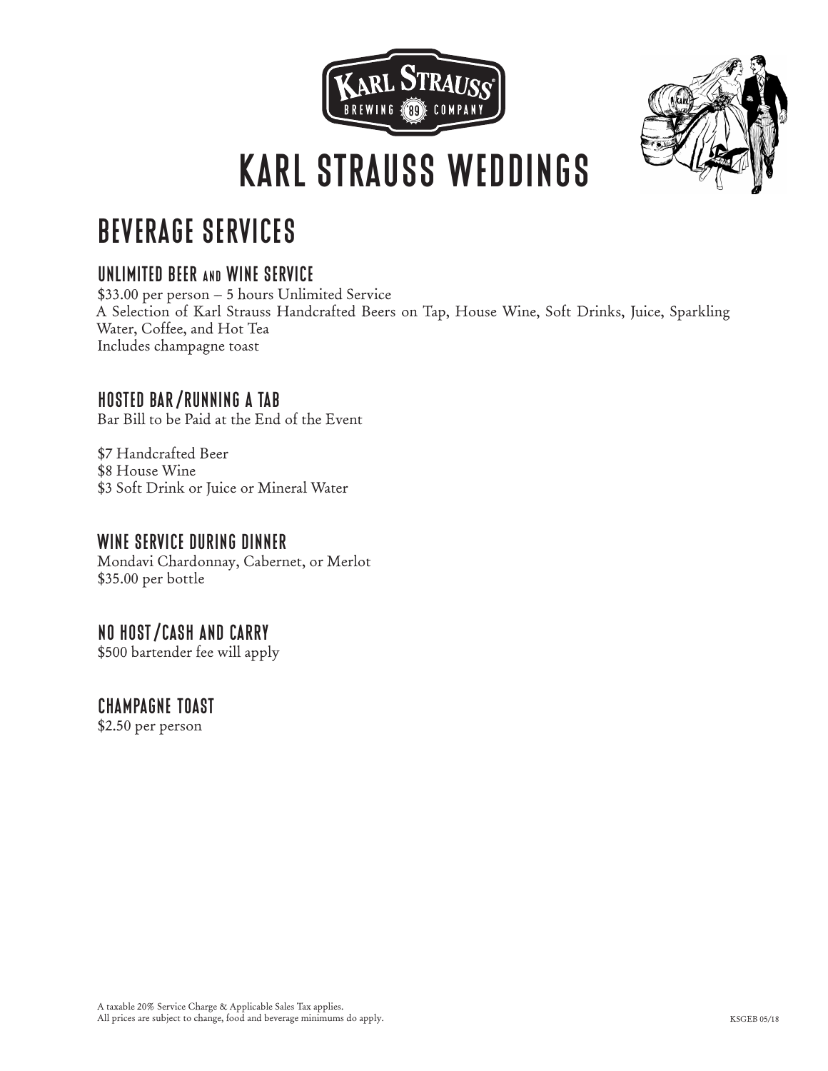# KARL STRAUSS WEDDINGS

## BEVERAGE SERVICES

### UNLIMITED BEER AND WINE SERVICE

$33.00 per person – 5 hours Unlimited Service
A Selection of Karl Strauss Handcrafted Beers on Tap, House Wine, Soft Drinks, Juice, Sparkling Water, Coffee, and Hot Tea
Includes champagne toast

### HOSTED BAR/RUNNING A TAB

Bar Bill to be Paid at the End of the Event

$7 Handcrafted Beer
$8 House Wine
$3 Soft Drink or Juice or Mineral Water

### WINE SERVICE DURING DINNER

Mondavi Chardonnay, Cabernet, or Merlot
$35.00 per bottle

### NO HOST/CASH AND CARRY

$500 bartender fee will apply

### CHAMPAGNE TOAST

$2.50 per person

A taxable 20% Service Charge & Applicable Sales Tax applies.
All prices are subject to change, food and beverage minimums do apply.

KSGEB 05/18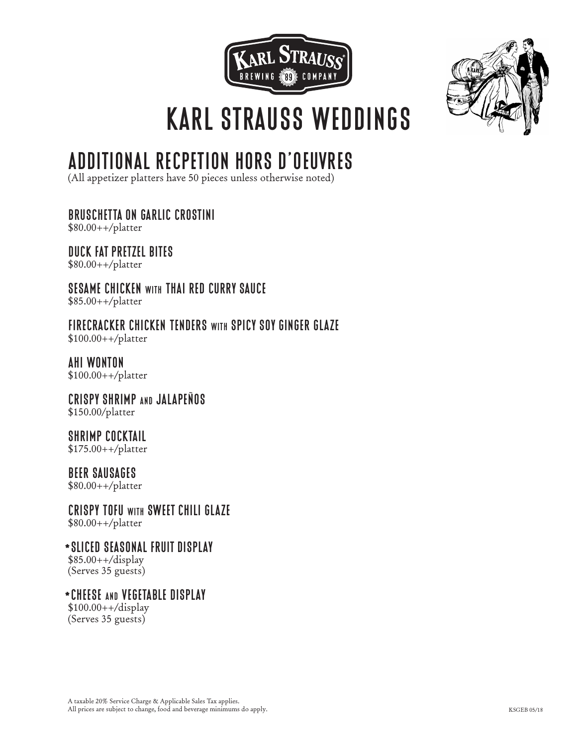# KARL STRAUSS WEDDINGS

## ADDITIONAL RECPETION HORS D'OEUVRES

(All appetizer platters have 50 pieces unless otherwise noted)

### BRUSCHETTA ON GARLIC CROSTINI
$80.00++/platter

### DUCK FAT PRETZEL BITES
$80.00++/platter

### SESAME CHICKEN WITH THAI RED CURRY SAUCE
$85.00++/platter

### FIRECRACKER CHICKEN TENDERS WITH SPICY SOY GINGER GLAZE
$100.00++/platter

### AHI WONTON
$100.00++/platter

### CRISPY SHRIMP AND JALAPEÑOS
$150.00/platter

### SHRIMP COCKTAIL
$175.00++/platter

### BEER SAUSAGES
$80.00++/platter

### CRISPY TOFU WITH SWEET CHILI GLAZE
$80.00++/platter

### *SLICED SEASONAL FRUIT DISPLAY
$85.00++/display
(Serves 35 guests)

### *CHEESE AND VEGETABLE DISPLAY
$100.00++/display
(Serves 35 guests)

A taxable 20% Service Charge & Applicable Sales Tax applies.
All prices are subject to change, food and beverage minimums do apply.

KSGEB 05/18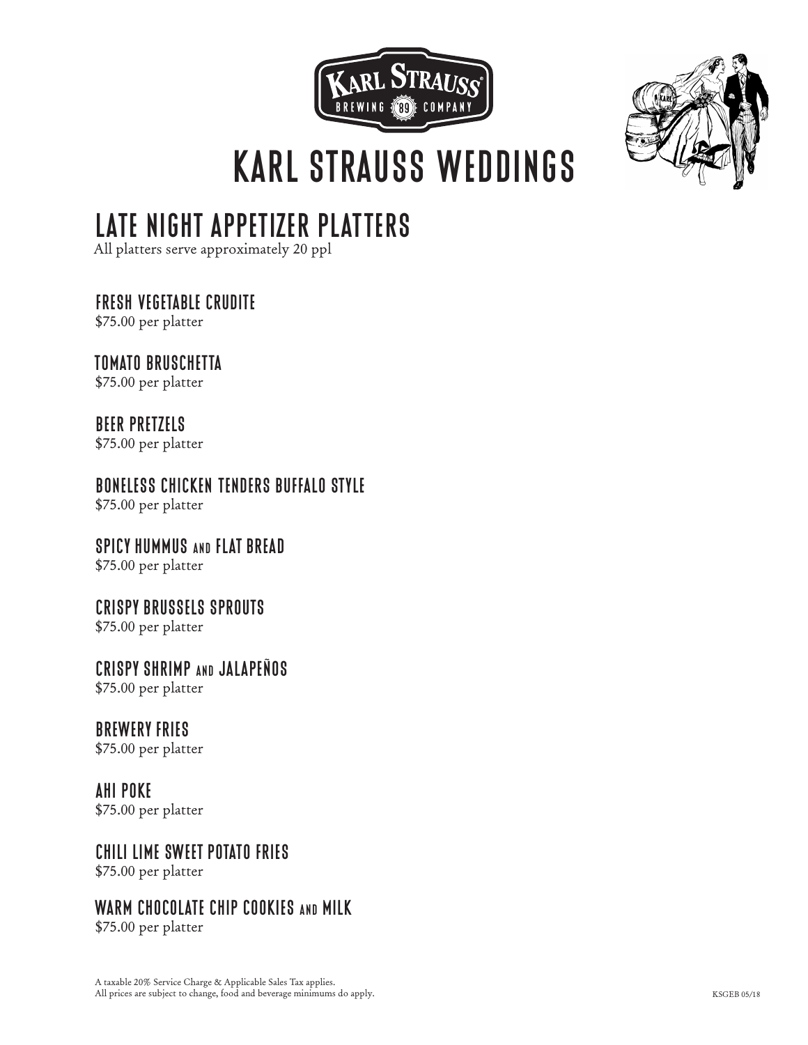# KARL STRAUSS WEDDINGS

## LATE NIGHT APPETIZER PLATTERS

All platters serve approximately 20 ppl

### FRESH VEGETABLE CRUDITE

$75.00 per platter

### TOMATO BRUSCHETTA

$75.00 per platter

### BEER PRETZELS

$75.00 per platter

### BONELESS CHICKEN TENDERS BUFFALO STYLE

$75.00 per platter

### SPICY HUMMUS AND FLAT BREAD

$75.00 per platter

### CRISPY BRUSSELS SPROUTS

$75.00 per platter

### CRISPY SHRIMP AND JALAPEÑOS

$75.00 per platter

### BREWERY FRIES

$75.00 per platter

### AHI POKE

$75.00 per platter

### CHILI LIME SWEET POTATO FRIES

$75.00 per platter

### WARM CHOCOLATE CHIP COOKIES AND MILK

$75.00 per platter

A taxable 20% Service Charge & Applicable Sales Tax applies.
All prices are subject to change, food and beverage minimums do apply.

KSGEB 05/18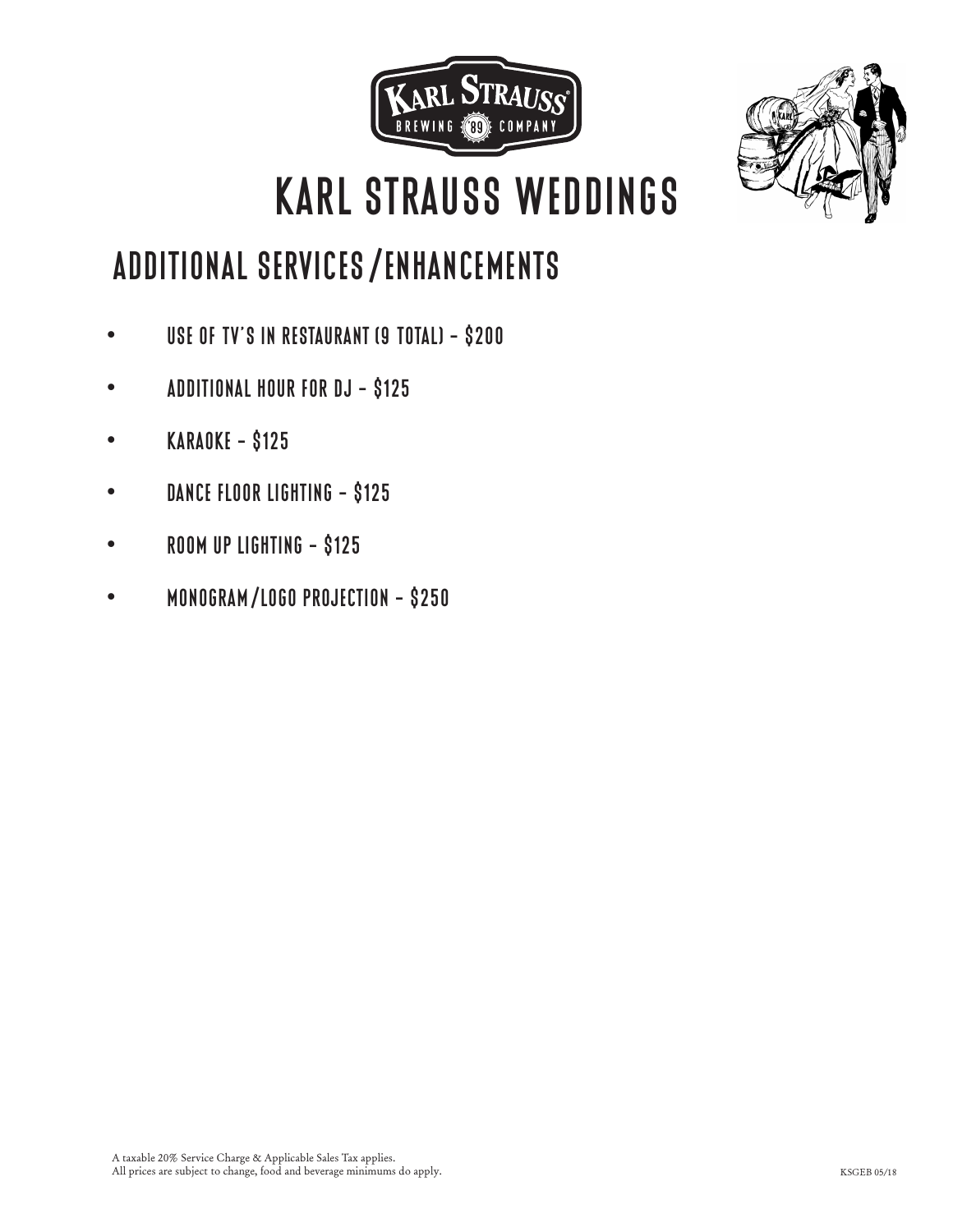# KARL STRAUSS WEDDINGS

## ADDITIONAL SERVICES/ENHANCEMENTS

- USE OF TV'S IN RESTAURANT (9 TOTAL) - $200
- ADDITIONAL HOUR FOR DJ - $125
- KARAOKE - $125
- DANCE FLOOR LIGHTING - $125
- ROOM UP LIGHTING - $125
- MONOGRAM/LOGO PROJECTION - $250

A taxable 20% Service Charge & Applicable Sales Tax applies.
All prices are subject to change, food and beverage minimums do apply.

KSGEB 05/18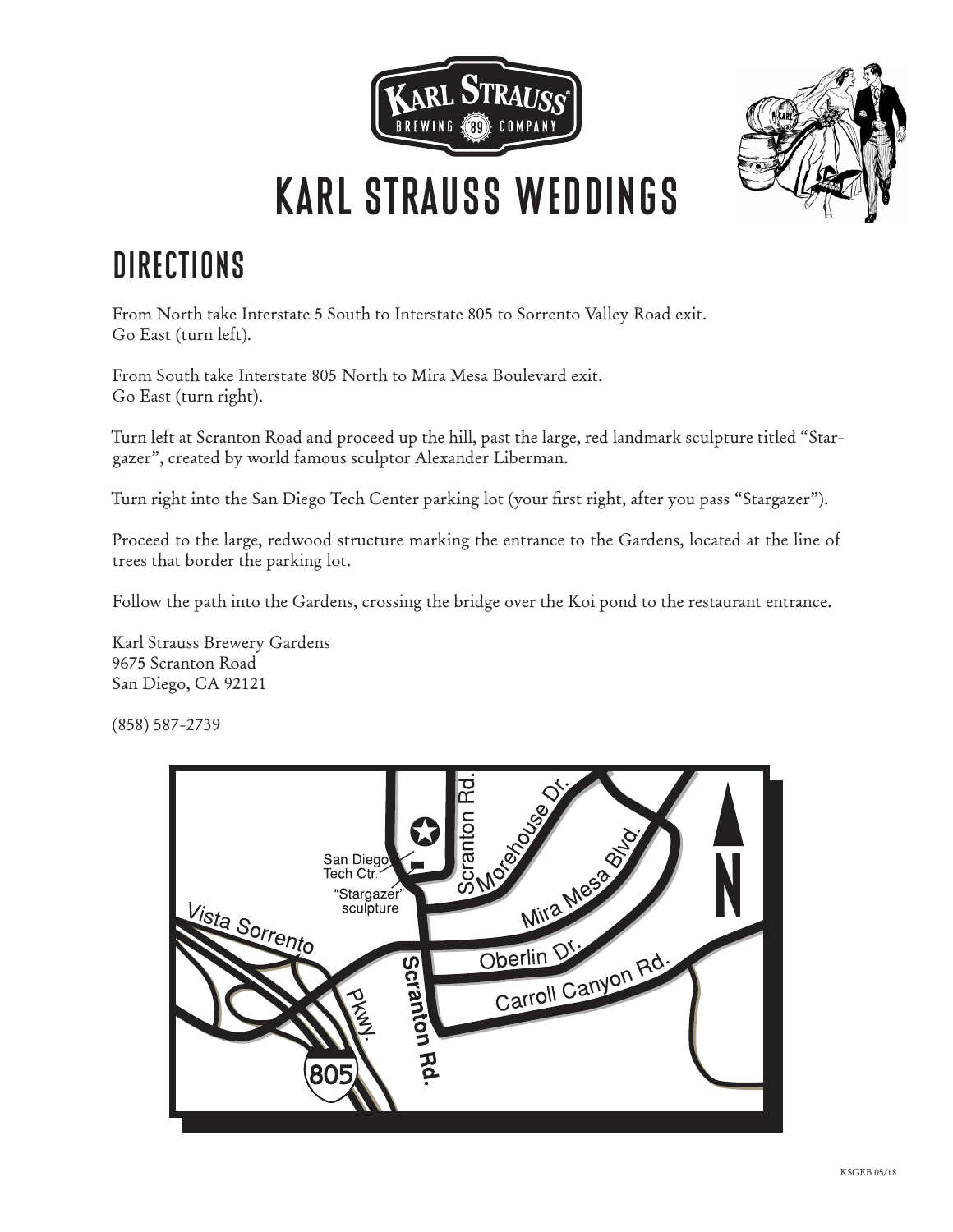# KARL STRAUSS WEDDINGS

## DIRECTIONS

From North take Interstate 5 South to Interstate 805 to Sorrento Valley Road exit.
Go East (turn left).

From South take Interstate 805 North to Mira Mesa Boulevard exit.
Go East (turn right).

Turn left at Scranton Road and proceed up the hill, past the large, red landmark sculpture titled "Stargazer", created by world famous sculptor Alexander Liberman.

Turn right into the San Diego Tech Center parking lot (your first right, after you pass "Stargazer").

Proceed to the large, redwood structure marking the entrance to the Gardens, located at the line of trees that border the parking lot.

Follow the path into the Gardens, crossing the bridge over the Koi pond to the restaurant entrance.

Karl Strauss Brewery Gardens
9675 Scranton Road
San Diego, CA 92121

(858) 587-2739

Scranton Rd.
Morehouse Dr.
Mira Mesa Blvd.
San Diego Tech Ctr.
"Stargazer" sculpture
Vista Sorrento
Pkwy.
Oberlin Dr.
Carroll Canyon Rd.
805
N